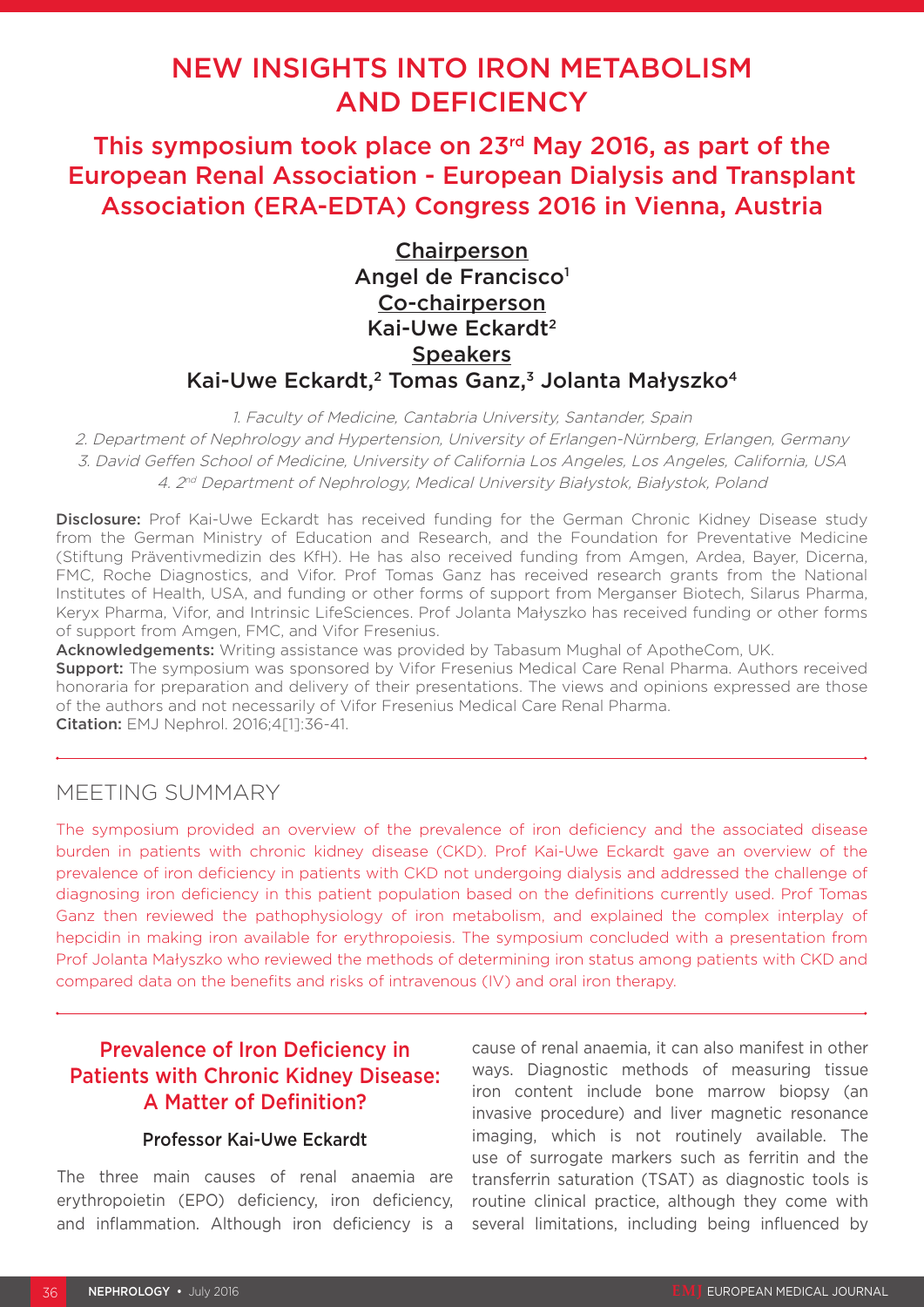# NEW INSIGHTS INTO IRON METABOLISM AND DEFICIENCY

## This symposium took place on 23rd May 2016, as part of the European Renal Association - European Dialysis and Transplant Association (ERA-EDTA) Congress 2016 in Vienna, Austria

**Chairperson**
Angel de Francisco[1]
**Co-chairperson**
Kai-Uwe Eckardt[2]
**Speakers**
Kai-Uwe Eckardt,[2] Tomas Ganz,[3] Jolanta Małyszko[4]

*1. Faculty of Medicine, Cantabria University, Santander, Spain*
*2. Department of Nephrology and Hypertension, University of Erlangen-Nürnberg, Erlangen, Germany*
*3. David Geffen School of Medicine, University of California Los Angeles, Los Angeles, California, USA*
*4. 2nd Department of Nephrology, Medical University Białystok, Białystok, Poland*

**Disclosure:** Prof Kai-Uwe Eckardt has received funding for the German Chronic Kidney Disease study from the German Ministry of Education and Research, and the Foundation for Preventative Medicine (Stiftung Präventivmedizin des KfH). He has also received funding from Amgen, Ardea, Bayer, Dicerna, FMC, Roche Diagnostics, and Vifor. Prof Tomas Ganz has received research grants from the National Institutes of Health, USA, and funding or other forms of support from Merganser Biotech, Silarus Pharma, Keryx Pharma, Vifor, and Intrinsic LifeSciences. Prof Jolanta Małyszko has received funding or other forms of support from Amgen, FMC, and Vifor Fresenius.
**Acknowledgements:** Writing assistance was provided by Tabasum Mughal of ApotheCom, UK.
**Support:** The symposium was sponsored by Vifor Fresenius Medical Care Renal Pharma. Authors received honoraria for preparation and delivery of their presentations. The views and opinions expressed are those of the authors and not necessarily of Vifor Fresenius Medical Care Renal Pharma.
**Citation:** EMJ Nephrol. 2016;4[1]:36-41.

## MEETING SUMMARY

The symposium provided an overview of the prevalence of iron deficiency and the associated disease burden in patients with chronic kidney disease (CKD). Prof Kai-Uwe Eckardt gave an overview of the prevalence of iron deficiency in patients with CKD not undergoing dialysis and addressed the challenge of diagnosing iron deficiency in this patient population based on the definitions currently used. Prof Tomas Ganz then reviewed the pathophysiology of iron metabolism, and explained the complex interplay of hepcidin in making iron available for erythropoiesis. The symposium concluded with a presentation from Prof Jolanta Małyszko who reviewed the methods of determining iron status among patients with CKD and compared data on the benefits and risks of intravenous (IV) and oral iron therapy.

## Prevalence of Iron Deficiency in Patients with Chronic Kidney Disease: A Matter of Definition?

### Professor Kai-Uwe Eckardt

The three main causes of renal anaemia are erythropoietin (EPO) deficiency, iron deficiency, and inflammation. Although iron deficiency is a cause of renal anaemia, it can also manifest in other ways. Diagnostic methods of measuring tissue iron content include bone marrow biopsy (an invasive procedure) and liver magnetic resonance imaging, which is not routinely available. The use of surrogate markers such as ferritin and the transferrin saturation (TSAT) as diagnostic tools is routine clinical practice, although they come with several limitations, including being influenced by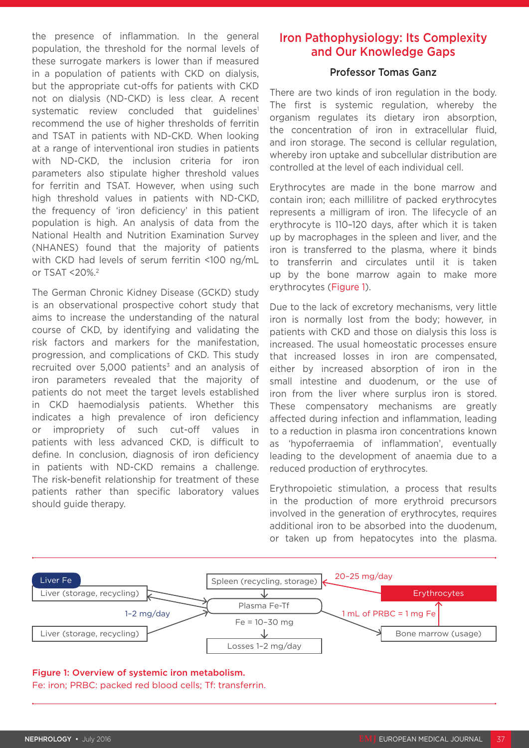the presence of inflammation. In the general population, the threshold for the normal levels of these surrogate markers is lower than if measured in a population of patients with CKD on dialysis, but the appropriate cut-offs for patients with CKD not on dialysis (ND-CKD) is less clear. A recent systematic review concluded that guidelines[1] recommend the use of higher thresholds of ferritin and TSAT in patients with ND-CKD. When looking at a range of interventional iron studies in patients with ND-CKD, the inclusion criteria for iron parameters also stipulate higher threshold values for ferritin and TSAT. However, when using such high threshold values in patients with ND-CKD, the frequency of 'iron deficiency' in this patient population is high. An analysis of data from the National Health and Nutrition Examination Survey (NHANES) found that the majority of patients with CKD had levels of serum ferritin <100 ng/mL or TSAT <20%.[2]

The German Chronic Kidney Disease (GCKD) study is an observational prospective cohort study that aims to increase the understanding of the natural course of CKD, by identifying and validating the risk factors and markers for the manifestation, progression, and complications of CKD. This study recruited over 5,000 patients[3] and an analysis of iron parameters revealed that the majority of patients do not meet the target levels established in CKD haemodialysis patients. Whether this indicates a high prevalence of iron deficiency or impropriety of such cut-off values in patients with less advanced CKD, is difficult to define. In conclusion, diagnosis of iron deficiency in patients with ND-CKD remains a challenge. The risk-benefit relationship for treatment of these patients rather than specific laboratory values should guide therapy.

## Iron Pathophysiology: Its Complexity and Our Knowledge Gaps

### Professor Tomas Ganz

There are two kinds of iron regulation in the body. The first is systemic regulation, whereby the organism regulates its dietary iron absorption, the concentration of iron in extracellular fluid, and iron storage. The second is cellular regulation, whereby iron uptake and subcellular distribution are controlled at the level of each individual cell.

Erythrocytes are made in the bone marrow and contain iron; each millilitre of packed erythrocytes represents a milligram of iron. The lifecycle of an erythrocyte is 110–120 days, after which it is taken up by macrophages in the spleen and liver, and the iron is transferred to the plasma, where it binds to transferrin and circulates until it is taken up by the bone marrow again to make more erythrocytes (Figure 1).

Due to the lack of excretory mechanisms, very little iron is normally lost from the body; however, in patients with CKD and those on dialysis this loss is increased. The usual homeostatic processes ensure that increased losses in iron are compensated, either by increased absorption of iron in the small intestine and duodenum, or the use of iron from the liver where surplus iron is stored. These compensatory mechanisms are greatly affected during infection and inflammation, leading to a reduction in plasma iron concentrations known as 'hypoferraemia of inflammation', eventually leading to the development of anaemia due to a reduced production of erythrocytes.

Erythropoietic stimulation, a process that results in the production of more erythroid precursors involved in the generation of erythrocytes, requires additional iron to be absorbed into the duodenum, or taken up from hepatocytes into the plasma.

Liver Fe

Liver (storage, recycling)

Liver (storage, recycling)

1–2 mg/day

Spleen (recycling, storage)

Plasma Fe-Tf

Fe = 10–30 mg

Losses 1–2 mg/day

20–25 mg/day

Erythrocytes

1 mL of PRBC = 1 mg Fe

Bone marrow (usage)

**Figure 1: Overview of systemic iron metabolism.**
Fe: iron; PRBC: packed red blood cells; Tf: transferrin.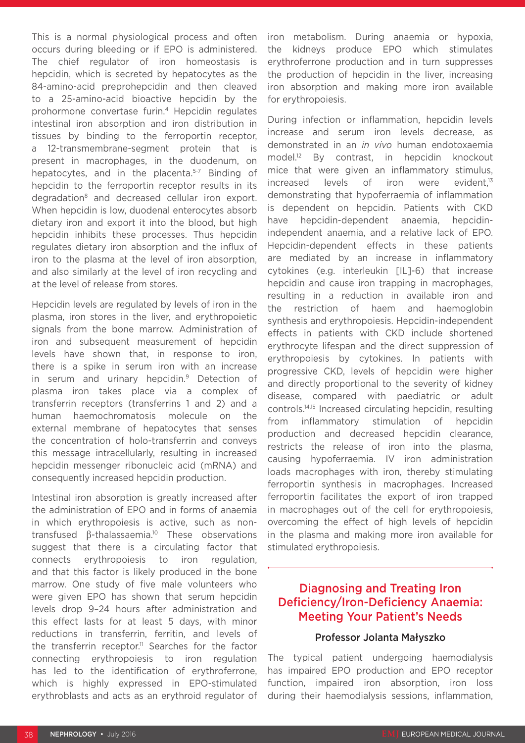This is a normal physiological process and often occurs during bleeding or if EPO is administered. The chief regulator of iron homeostasis is hepcidin, which is secreted by hepatocytes as the 84-amino-acid preprohepcidin and then cleaved to a 25-amino-acid bioactive hepcidin by the prohormone convertase furin.[4] Hepcidin regulates intestinal iron absorption and iron distribution in tissues by binding to the ferroportin receptor, a 12-transmembrane-segment protein that is present in macrophages, in the duodenum, on hepatocytes, and in the placenta.[5-7] Binding of hepcidin to the ferroportin receptor results in its degradation[8] and decreased cellular iron export. When hepcidin is low, duodenal enterocytes absorb dietary iron and export it into the blood, but high hepcidin inhibits these processes. Thus hepcidin regulates dietary iron absorption and the influx of iron to the plasma at the level of iron absorption, and also similarly at the level of iron recycling and at the level of release from stores.

Hepcidin levels are regulated by levels of iron in the plasma, iron stores in the liver, and erythropoietic signals from the bone marrow. Administration of iron and subsequent measurement of hepcidin levels have shown that, in response to iron, there is a spike in serum iron with an increase in serum and urinary hepcidin.[9] Detection of plasma iron takes place via a complex of transferrin receptors (transferrins 1 and 2) and a human haemochromatosis molecule on the external membrane of hepatocytes that senses the concentration of holo-transferrin and conveys this message intracellularly, resulting in increased hepcidin messenger ribonucleic acid (mRNA) and consequently increased hepcidin production.

Intestinal iron absorption is greatly increased after the administration of EPO and in forms of anaemia in which erythropoiesis is active, such as non-transfused β-thalassaemia.[10] These observations suggest that there is a circulating factor that connects erythropoiesis to iron regulation, and that this factor is likely produced in the bone marrow. One study of five male volunteers who were given EPO has shown that serum hepcidin levels drop 9–24 hours after administration and this effect lasts for at least 5 days, with minor reductions in transferrin, ferritin, and levels of the transferrin receptor.[11] Searches for the factor connecting erythropoiesis to iron regulation has led to the identification of erythroferrone, which is highly expressed in EPO-stimulated erythroblasts and acts as an erythroid regulator of iron metabolism. During anaemia or hypoxia, the kidneys produce EPO which stimulates erythroferrone production and in turn suppresses the production of hepcidin in the liver, increasing iron absorption and making more iron available for erythropoiesis.

During infection or inflammation, hepcidin levels increase and serum iron levels decrease, as demonstrated in an *in vivo* human endotoxaemia model.[12] By contrast, in hepcidin knockout mice that were given an inflammatory stimulus, increased levels of iron were evident,[13] demonstrating that hypoferraemia of inflammation is dependent on hepcidin. Patients with CKD have hepcidin-dependent anaemia, hepcidin-independent anaemia, and a relative lack of EPO. Hepcidin-dependent effects in these patients are mediated by an increase in inflammatory cytokines (e.g. interleukin [IL]-6) that increase hepcidin and cause iron trapping in macrophages, resulting in a reduction in available iron and the restriction of haem and haemoglobin synthesis and erythropoiesis. Hepcidin-independent effects in patients with CKD include shortened erythrocyte lifespan and the direct suppression of erythropoiesis by cytokines. In patients with progressive CKD, levels of hepcidin were higher and directly proportional to the severity of kidney disease, compared with paediatric or adult controls.[14,15] Increased circulating hepcidin, resulting from inflammatory stimulation of hepcidin production and decreased hepcidin clearance, restricts the release of iron into the plasma, causing hypoferraemia. IV iron administration loads macrophages with iron, thereby stimulating ferroportin synthesis in macrophages. Increased ferroportin facilitates the export of iron trapped in macrophages out of the cell for erythropoiesis, overcoming the effect of high levels of hepcidin in the plasma and making more iron available for stimulated erythropoiesis.

## Diagnosing and Treating Iron Deficiency/Iron-Deficiency Anaemia: Meeting Your Patient's Needs

### Professor Jolanta Małyszko

The typical patient undergoing haemodialysis has impaired EPO production and EPO receptor function, impaired iron absorption, iron loss during their haemodialysis sessions, inflammation,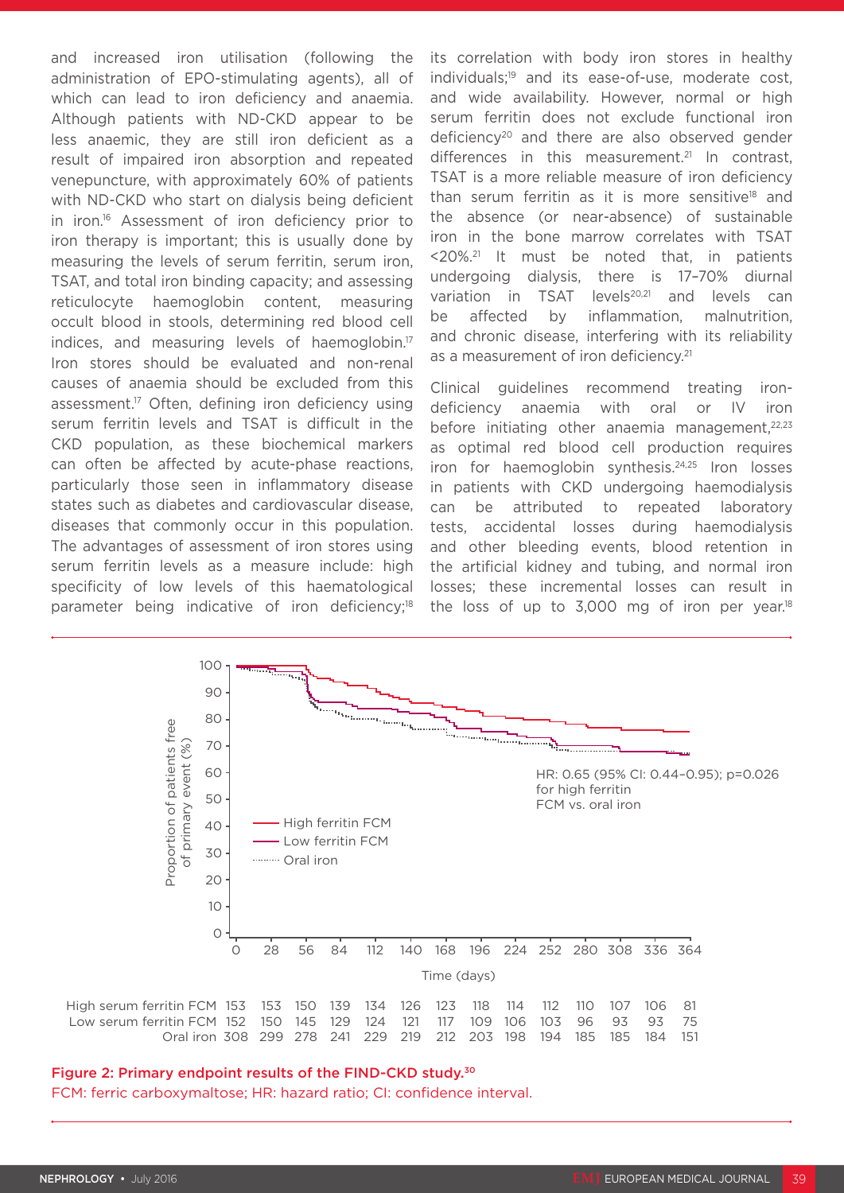and increased iron utilisation (following the administration of EPO-stimulating agents), all of which can lead to iron deficiency and anaemia. Although patients with ND-CKD appear to be less anaemic, they are still iron deficient as a result of impaired iron absorption and repeated venepuncture, with approximately 60% of patients with ND-CKD who start on dialysis being deficient in iron.[16] Assessment of iron deficiency prior to iron therapy is important; this is usually done by measuring the levels of serum ferritin, serum iron, TSAT, and total iron binding capacity; and assessing reticulocyte haemoglobin content, measuring occult blood in stools, determining red blood cell indices, and measuring levels of haemoglobin.[17] Iron stores should be evaluated and non-renal causes of anaemia should be excluded from this assessment.[17] Often, defining iron deficiency using serum ferritin levels and TSAT is difficult in the CKD population, as these biochemical markers can often be affected by acute-phase reactions, particularly those seen in inflammatory disease states such as diabetes and cardiovascular disease, diseases that commonly occur in this population. The advantages of assessment of iron stores using serum ferritin levels as a measure include: high specificity of low levels of this haematological parameter being indicative of iron deficiency;[18] its correlation with body iron stores in healthy individuals;[19] and its ease-of-use, moderate cost, and wide availability. However, normal or high serum ferritin does not exclude functional iron deficiency[20] and there are also observed gender differences in this measurement.[21] In contrast, TSAT is a more reliable measure of iron deficiency than serum ferritin as it is more sensitive[18] and the absence (or near-absence) of sustainable iron in the bone marrow correlates with TSAT <20%.[21] It must be noted that, in patients undergoing dialysis, there is 17–70% diurnal variation in TSAT levels[20,21] and levels can be affected by inflammation, malnutrition, and chronic disease, interfering with its reliability as a measurement of iron deficiency.[21]

Clinical guidelines recommend treating iron-deficiency anaemia with oral or IV iron before initiating other anaemia management,[22,23] as optimal red blood cell production requires iron for haemoglobin synthesis.[24,25] Iron losses in patients with CKD undergoing haemodialysis can be attributed to repeated laboratory tests, accidental losses during haemodialysis and other bleeding events, blood retention in the artificial kidney and tubing, and normal iron losses; these incremental losses can result in the loss of up to 3,000 mg of iron per year.[18]

| Time (days) | 0 | 28 | 56 | 84 | 112 | 140 | 168 | 196 | 224 | 252 | 280 | 308 | 336 | 364 |
|---|---|---|---|---|---|---|---|---|---|---|---|---|---|---|
| High serum ferritin FCM | 153 | 153 | 150 | 139 | 134 | 126 | 123 | 118 | 114 | 112 | 110 | 107 | 106 | 81 |
| Low serum ferritin FCM | 152 | 150 | 145 | 129 | 124 | 121 | 117 | 109 | 106 | 103 | 96 | 93 | 93 | 75 |
| Oral iron | 308 | 299 | 278 | 241 | 229 | 219 | 212 | 203 | 198 | 194 | 185 | 185 | 184 | 151 |

HR: 0.65 (95% CI: 0.44–0.95); p=0.026 for high ferritin FCM vs. oral iron

**Figure 2: Primary endpoint results of the FIND-CKD study.[30]**
FCM: ferric carboxymaltose; HR: hazard ratio; CI: confidence interval.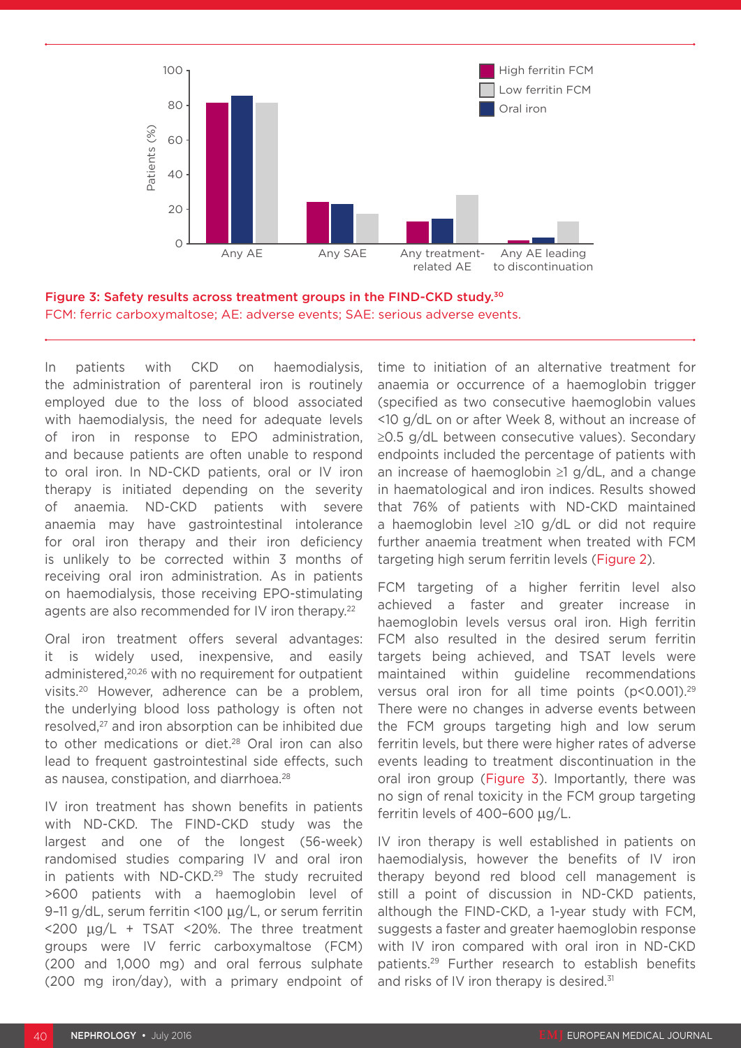Figure 3: Safety results across treatment groups in the FIND-CKD study.[30]
FCM: ferric carboxymaltose; AE: adverse events; SAE: serious adverse events.

In patients with CKD on haemodialysis, the administration of parenteral iron is routinely employed due to the loss of blood associated with haemodialysis, the need for adequate levels of iron in response to EPO administration, and because patients are often unable to respond to oral iron. In ND-CKD patients, oral or IV iron therapy is initiated depending on the severity of anaemia. ND-CKD patients with severe anaemia may have gastrointestinal intolerance for oral iron therapy and their iron deficiency is unlikely to be corrected within 3 months of receiving oral iron administration. As in patients on haemodialysis, those receiving EPO-stimulating agents are also recommended for IV iron therapy.[22]

Oral iron treatment offers several advantages: it is widely used, inexpensive, and easily administered,[20,26] with no requirement for outpatient visits.[20] However, adherence can be a problem, the underlying blood loss pathology is often not resolved,[27] and iron absorption can be inhibited due to other medications or diet.[28] Oral iron can also lead to frequent gastrointestinal side effects, such as nausea, constipation, and diarrhoea.[28]

IV iron treatment has shown benefits in patients with ND-CKD. The FIND-CKD study was the largest and one of the longest (56-week) randomised studies comparing IV and oral iron in patients with ND-CKD.[29] The study recruited >600 patients with a haemoglobin level of 9–11 g/dL, serum ferritin <100 µg/L, or serum ferritin <200 µg/L + TSAT <20%. The three treatment groups were IV ferric carboxymaltose (FCM) (200 and 1,000 mg) and oral ferrous sulphate (200 mg iron/day), with a primary endpoint of time to initiation of an alternative treatment for anaemia or occurrence of a haemoglobin trigger (specified as two consecutive haemoglobin values <10 g/dL on or after Week 8, without an increase of ≥0.5 g/dL between consecutive values). Secondary endpoints included the percentage of patients with an increase of haemoglobin ≥1 g/dL, and a change in haematological and iron indices. Results showed that 76% of patients with ND-CKD maintained a haemoglobin level ≥10 g/dL or did not require further anaemia treatment when treated with FCM targeting high serum ferritin levels (Figure 2).

FCM targeting of a higher ferritin level also achieved a faster and greater increase in haemoglobin levels versus oral iron. High ferritin FCM also resulted in the desired serum ferritin targets being achieved, and TSAT levels were maintained within guideline recommendations versus oral iron for all time points ($p<0.001$).[29] There were no changes in adverse events between the FCM groups targeting high and low serum ferritin levels, but there were higher rates of adverse events leading to treatment discontinuation in the oral iron group (Figure 3). Importantly, there was no sign of renal toxicity in the FCM group targeting ferritin levels of 400–600 µg/L.

IV iron therapy is well established in patients on haemodialysis, however the benefits of IV iron therapy beyond red blood cell management is still a point of discussion in ND-CKD patients, although the FIND-CKD, a 1-year study with FCM, suggests a faster and greater haemoglobin response with IV iron compared with oral iron in ND-CKD patients.[29] Further research to establish benefits and risks of IV iron therapy is desired.[31]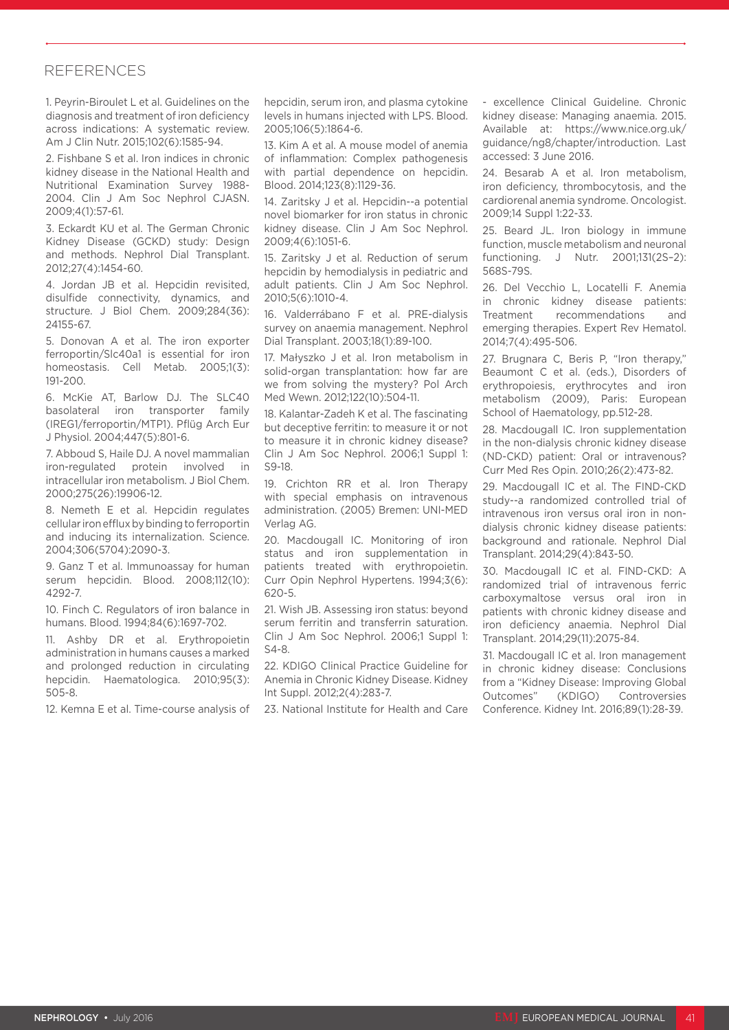## REFERENCES

1. Peyrin-Biroulet L et al. Guidelines on the diagnosis and treatment of iron deficiency across indications: A systematic review. Am J Clin Nutr. 2015;102(6):1585-94.

2. Fishbane S et al. Iron indices in chronic kidney disease in the National Health and Nutritional Examination Survey 1988-2004. Clin J Am Soc Nephrol CJASN. 2009;4(1):57-61.

3. Eckardt KU et al. The German Chronic Kidney Disease (GCKD) study: Design and methods. Nephrol Dial Transplant. 2012;27(4):1454-60.

4. Jordan JB et al. Hepcidin revisited, disulfide connectivity, dynamics, and structure. J Biol Chem. 2009;284(36): 24155-67.

5. Donovan A et al. The iron exporter ferroportin/Slc40a1 is essential for iron homeostasis. Cell Metab. 2005;1(3): 191-200.

6. McKie AT, Barlow DJ. The SLC40 basolateral iron transporter family (IREG1/ferroportin/MTP1). Pflüg Arch Eur J Physiol. 2004;447(5):801-6.

7. Abboud S, Haile DJ. A novel mammalian iron-regulated protein involved in intracellular iron metabolism. J Biol Chem. 2000;275(26):19906-12.

8. Nemeth E et al. Hepcidin regulates cellular iron efflux by binding to ferroportin and inducing its internalization. Science. 2004;306(5704):2090-3.

9. Ganz T et al. Immunoassay for human serum hepcidin. Blood. 2008;112(10): 4292-7.

10. Finch C. Regulators of iron balance in humans. Blood. 1994;84(6):1697-702.

11. Ashby DR et al. Erythropoietin administration in humans causes a marked and prolonged reduction in circulating hepcidin. Haematologica. 2010;95(3): 505-8.

12. Kemna E et al. Time-course analysis of hepcidin, serum iron, and plasma cytokine levels in humans injected with LPS. Blood. 2005;106(5):1864-6.

13. Kim A et al. A mouse model of anemia of inflammation: Complex pathogenesis with partial dependence on hepcidin. Blood. 2014;123(8):1129-36.

14. Zaritsky J et al. Hepcidin--a potential novel biomarker for iron status in chronic kidney disease. Clin J Am Soc Nephrol. 2009;4(6):1051-6.

15. Zaritsky J et al. Reduction of serum hepcidin by hemodialysis in pediatric and adult patients. Clin J Am Soc Nephrol. 2010;5(6):1010-4.

16. Valderrábano F et al. PRE-dialysis survey on anaemia management. Nephrol Dial Transplant. 2003;18(1):89-100.

17. Małyszko J et al. Iron metabolism in solid-organ transplantation: how far are we from solving the mystery? Pol Arch Med Wewn. 2012;122(10):504-11.

18. Kalantar-Zadeh K et al. The fascinating but deceptive ferritin: to measure it or not to measure it in chronic kidney disease? Clin J Am Soc Nephrol. 2006;1 Suppl 1: S9-18.

19. Crichton RR et al. Iron Therapy with special emphasis on intravenous administration. (2005) Bremen: UNI-MED Verlag AG.

20. Macdougall IC. Monitoring of iron status and iron supplementation in patients treated with erythropoietin. Curr Opin Nephrol Hypertens. 1994;3(6): 620-5.

21. Wish JB. Assessing iron status: beyond serum ferritin and transferrin saturation. Clin J Am Soc Nephrol. 2006;1 Suppl 1: S4-8.

22. KDIGO Clinical Practice Guideline for Anemia in Chronic Kidney Disease. Kidney Int Suppl. 2012;2(4):283-7.

23. National Institute for Health and Care - excellence Clinical Guideline. Chronic kidney disease: Managing anaemia. 2015. Available at: https://www.nice.org.uk/guidance/ng8/chapter/introduction. Last accessed: 3 June 2016.

24. Besarab A et al. Iron metabolism, iron deficiency, thrombocytosis, and the cardiorenal anemia syndrome. Oncologist. 2009;14 Suppl 1:22-33.

25. Beard JL. Iron biology in immune function, muscle metabolism and neuronal functioning. J Nutr. 2001;131(2S-2): 568S-79S.

26. Del Vecchio L, Locatelli F. Anemia in chronic kidney disease patients: Treatment recommendations and emerging therapies. Expert Rev Hematol. 2014;7(4):495-506.

27. Brugnara C, Beris P, "Iron therapy," Beaumont C et al. (eds.), Disorders of erythropoiesis, erythrocytes and iron metabolism (2009), Paris: European School of Haematology, pp.512-28.

28. Macdougall IC. Iron supplementation in the non-dialysis chronic kidney disease (ND-CKD) patient: Oral or intravenous? Curr Med Res Opin. 2010;26(2):473-82.

29. Macdougall IC et al. The FIND-CKD study--a randomized controlled trial of intravenous iron versus oral iron in non-dialysis chronic kidney disease patients: background and rationale. Nephrol Dial Transplant. 2014;29(4):843-50.

30. Macdougall IC et al. FIND-CKD: A randomized trial of intravenous ferric carboxymaltose versus oral iron in patients with chronic kidney disease and iron deficiency anaemia. Nephrol Dial Transplant. 2014;29(11):2075-84.

31. Macdougall IC et al. Iron management in chronic kidney disease: Conclusions from a "Kidney Disease: Improving Global Outcomes" (KDIGO) Controversies Conference. Kidney Int. 2016;89(1):28-39.